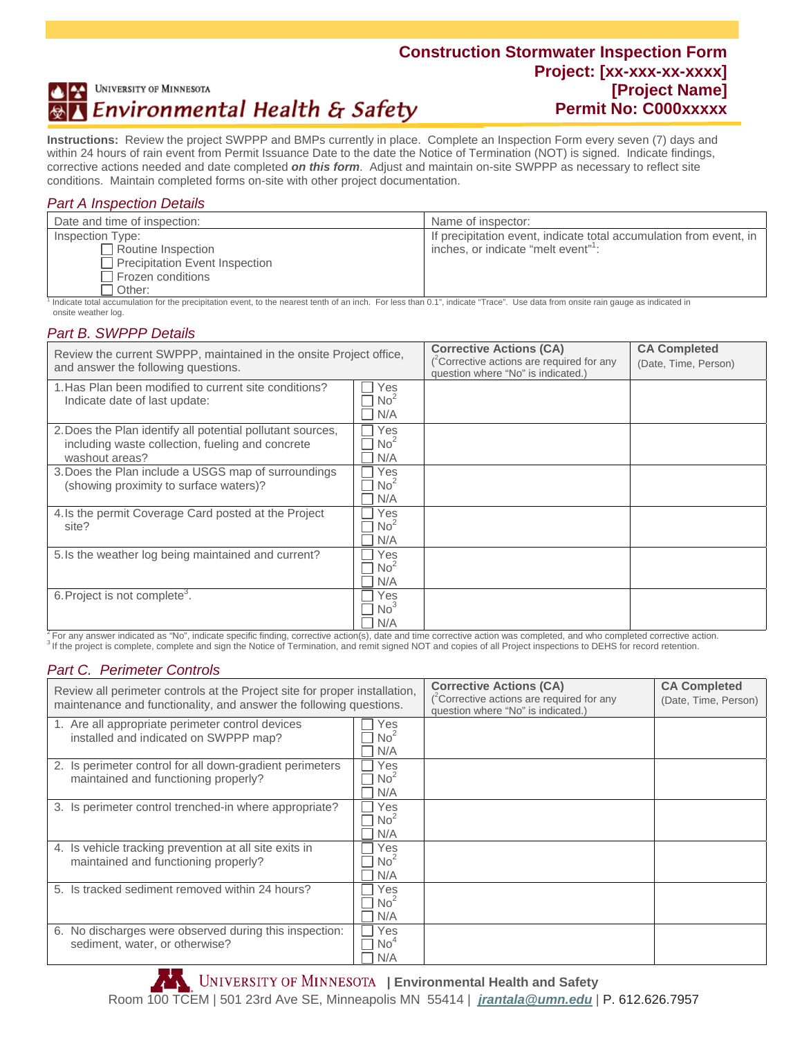# Construction Stormwater Inspection Form
## Project: [xx-xxx-xx-xxxx]
## [Project Name]
## Permit No: C000xxxxx

UNIVERSITY OF MINNESOTA
Environmental Health & Safety

**Instructions:** Review the project SWPPP and BMPs currently in place. Complete an Inspection Form every seven (7) days and within 24 hours of rain event from Permit Issuance Date to the date the Notice of Termination (NOT) is signed. Indicate findings, corrective actions needed and date completed ***on this form***. Adjust and maintain on-site SWPPP as necessary to reflect site conditions. Maintain completed forms on-site with other project documentation.

### *Part A Inspection Details*

| Date and time of inspection: | Name of inspector: |
|---|---|
| Inspection Type:<br>☐ Routine Inspection<br>☐ Precipitation Event Inspection<br>☐ Frozen conditions<br>☐ Other: | If precipitation event, indicate total accumulation from event, in inches, or indicate "melt event"[1]: |

[1] Indicate total accumulation for the precipitation event, to the nearest tenth of an inch. For less than 0.1", indicate "Trace". Use data from onsite rain gauge as indicated in onsite weather log.

### *Part B. SWPPP Details*

| Review the current SWPPP, maintained in the onsite Project office, and answer the following questions. | | Corrective Actions (CA)<br>([2]Corrective actions are required for any question where "No" is indicated.) | CA Completed<br>(Date, Time, Person) |
|---|---|---|---|
| 1. Has Plan been modified to current site conditions? Indicate date of last update: | ☐ Yes<br>☐ No[2]<br>☐ N/A | | |
| 2. Does the Plan identify all potential pollutant sources, including waste collection, fueling and concrete washout areas? | ☐ Yes<br>☐ No[2]<br>☐ N/A | | |
| 3. Does the Plan include a USGS map of surroundings (showing proximity to surface waters)? | ☐ Yes<br>☐ No[2]<br>☐ N/A | | |
| 4. Is the permit Coverage Card posted at the Project site? | ☐ Yes<br>☐ No[2]<br>☐ N/A | | |
| 5. Is the weather log being maintained and current? | ☐ Yes<br>☐ No[2]<br>☐ N/A | | |
| 6. Project is not complete[3]. | ☐ Yes<br>☐ No[3]<br>☐ N/A | | |

[2] For any answer indicated as "No", indicate specific finding, corrective action(s), date and time corrective action was completed, and who completed corrective action.
[3] If the project is complete, complete and sign the Notice of Termination, and remit signed NOT and copies of all Project inspections to DEHS for record retention.

### *Part C. Perimeter Controls*

| Review all perimeter controls at the Project site for proper installation, maintenance and functionality, and answer the following questions. | | Corrective Actions (CA)<br>([2]Corrective actions are required for any question where "No" is indicated.) | CA Completed<br>(Date, Time, Person) |
|---|---|---|---|
| 1. Are all appropriate perimeter control devices installed and indicated on SWPPP map? | ☐ Yes<br>☐ No[2]<br>☐ N/A | | |
| 2. Is perimeter control for all down-gradient perimeters maintained and functioning properly? | ☐ Yes<br>☐ No[2]<br>☐ N/A | | |
| 3. Is perimeter control trenched-in where appropriate? | ☐ Yes<br>☐ No[2]<br>☐ N/A | | |
| 4. Is vehicle tracking prevention at all site exits in maintained and functioning properly? | ☐ Yes<br>☐ No[2]<br>☐ N/A | | |
| 5. Is tracked sediment removed within 24 hours? | ☐ Yes<br>☐ No[2]<br>☐ N/A | | |
| 6. No discharges were observed during this inspection: sediment, water, or otherwise? | ☐ Yes<br>☐ No[4]<br>☐ N/A | | |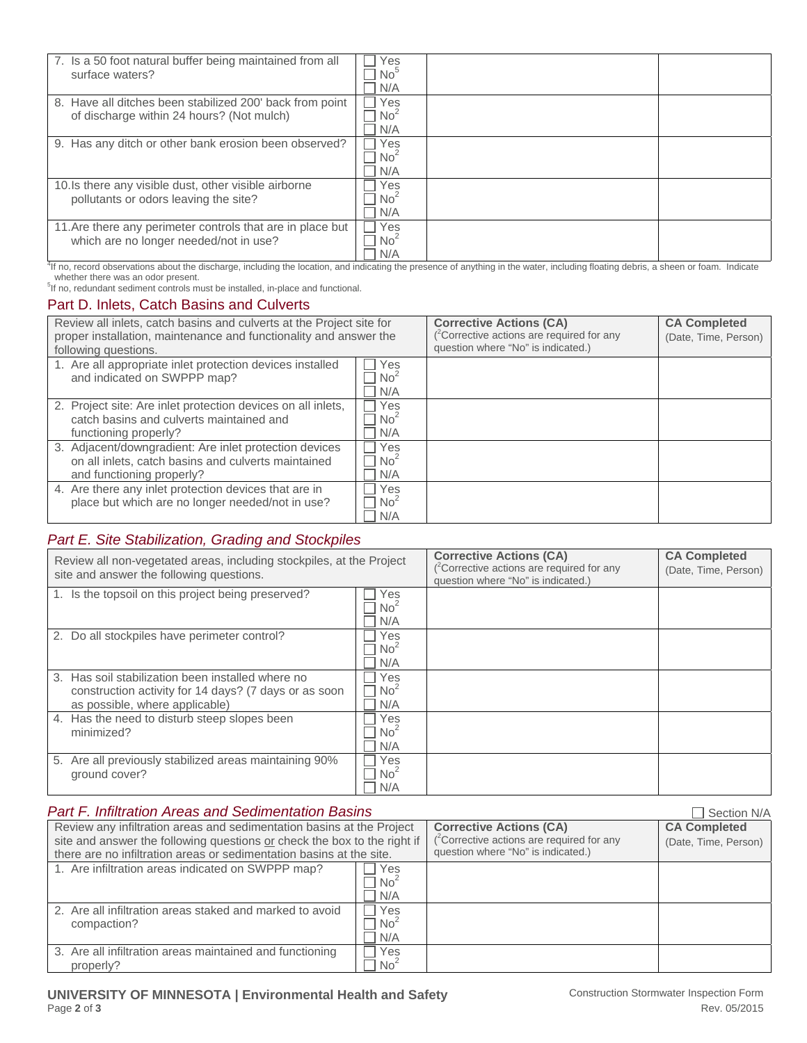| | | | |
|---|---|---|---|
| 7. Is a 50 foot natural buffer being maintained from all surface waters? | ☐ Yes<br>☐ No[5]<br>☐ N/A | | |
| 8. Have all ditches been stabilized 200' back from point of discharge within 24 hours? (Not mulch) | ☐ Yes<br>☐ No[2]<br>☐ N/A | | |
| 9. Has any ditch or other bank erosion been observed? | ☐ Yes<br>☐ No[2]<br>☐ N/A | | |
| 10. Is there any visible dust, other visible airborne pollutants or odors leaving the site? | ☐ Yes<br>☐ No[2]<br>☐ N/A | | |
| 11. Are there any perimeter controls that are in place but which are no longer needed/not in use? | ☐ Yes<br>☐ No[2]<br>☐ N/A | | |

[4]If no, record observations about the discharge, including the location, and indicating the presence of anything in the water, including floating debris, a sheen or foam. Indicate whether there was an odor present.

[5]If no, redundant sediment controls must be installed, in-place and functional.

## Part D. Inlets, Catch Basins and Culverts

| Review all inlets, catch basins and culverts at the Project site for proper installation, maintenance and functionality and answer the following questions. | | **Corrective Actions (CA)**<br>([2]Corrective actions are required for any question where "No" is indicated.) | **CA Completed**<br>(Date, Time, Person) |
|---|---|---|---|
| 1. Are all appropriate inlet protection devices installed and indicated on SWPPP map? | ☐ Yes<br>☐ No[2]<br>☐ N/A | | |
| 2. Project site: Are inlet protection devices on all inlets, catch basins and culverts maintained and functioning properly? | ☐ Yes<br>☐ No[2]<br>☐ N/A | | |
| 3. Adjacent/downgradient: Are inlet protection devices on all inlets, catch basins and culverts maintained and functioning properly? | ☐ Yes<br>☐ No[2]<br>☐ N/A | | |
| 4. Are there any inlet protection devices that are in place but which are no longer needed/not in use? | ☐ Yes<br>☐ No[2]<br>☐ N/A | | |

## *Part E. Site Stabilization, Grading and Stockpiles*

| Review all non-vegetated areas, including stockpiles, at the Project site and answer the following questions. | | **Corrective Actions (CA)**<br>([2]Corrective actions are required for any question where "No" is indicated.) | **CA Completed**<br>(Date, Time, Person) |
|---|---|---|---|
| 1. Is the topsoil on this project being preserved? | ☐ Yes<br>☐ No[2]<br>☐ N/A | | |
| 2. Do all stockpiles have perimeter control? | ☐ Yes<br>☐ No[2]<br>☐ N/A | | |
| 3. Has soil stabilization been installed where no construction activity for 14 days? (7 days or as soon as possible, where applicable) | ☐ Yes<br>☐ No[2]<br>☐ N/A | | |
| 4. Has the need to disturb steep slopes been minimized? | ☐ Yes<br>☐ No[2]<br>☐ N/A | | |
| 5. Are all previously stabilized areas maintaining 90% ground cover? | ☐ Yes<br>☐ No[2]<br>☐ N/A | | |

## *Part F. Infiltration Areas and Sedimentation Basins*

☐ Section N/A

| Review any infiltration areas and sedimentation basins at the Project site and answer the following questions <u>or</u> check the box to the right if there are no infiltration areas or sedimentation basins at the site. | | **Corrective Actions (CA)**<br>([2]Corrective actions are required for any question where "No" is indicated.) | **CA Completed**<br>(Date, Time, Person) |
|---|---|---|---|
| 1. Are infiltration areas indicated on SWPPP map? | ☐ Yes<br>☐ No[2]<br>☐ N/A | | |
| 2. Are all infiltration areas staked and marked to avoid compaction? | ☐ Yes<br>☐ No[2]<br>☐ N/A | | |
| 3. Are all infiltration areas maintained and functioning properly? | ☐ Yes<br>☐ No[2] | | |

**UNIVERSITY OF MINNESOTA | Environmental Health and Safety**

Construction Stormwater Inspection Form
Rev. 05/2015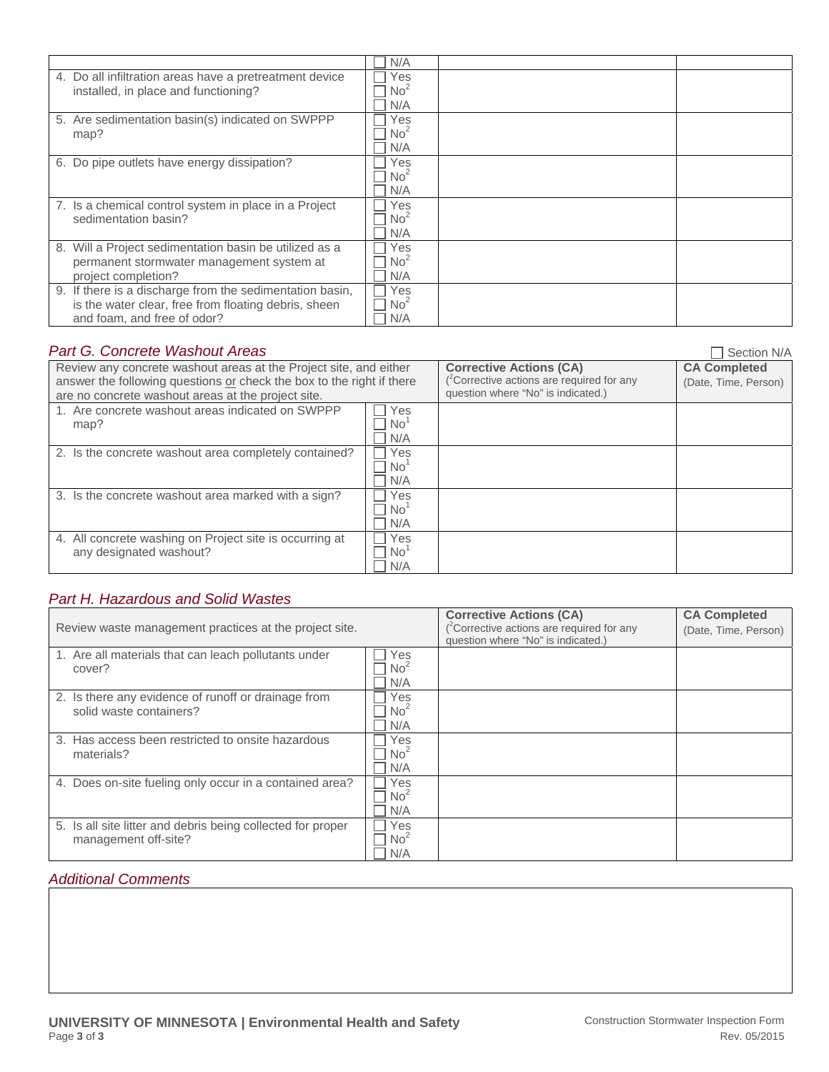| | | | |
|---|---|---|---|
| | ☐ N/A | | |
| 4. Do all infiltration areas have a pretreatment device installed, in place and functioning? | ☐ Yes ☐ No[2] ☐ N/A | | |
| 5. Are sedimentation basin(s) indicated on SWPPP map? | ☐ Yes ☐ No[2] ☐ N/A | | |
| 6. Do pipe outlets have energy dissipation? | ☐ Yes ☐ No[2] ☐ N/A | | |
| 7. Is a chemical control system in place in a Project sedimentation basin? | ☐ Yes ☐ No[2] ☐ N/A | | |
| 8. Will a Project sedimentation basin be utilized as a permanent stormwater management system at project completion? | ☐ Yes ☐ No[2] ☐ N/A | | |
| 9. If there is a discharge from the sedimentation basin, is the water clear, free from floating debris, sheen and foam, and free of odor? | ☐ Yes ☐ No[2] ☐ N/A | | |

## *Part G. Concrete Washout Areas*

☐ Section N/A

| Review any concrete washout areas at the Project site, and either answer the following questions <u>or</u> check the box to the right if there are no concrete washout areas at the project site. | | **Corrective Actions (CA)** ([2]Corrective actions are required for any question where "No" is indicated.) | **CA Completed** (Date, Time, Person) |
|---|---|---|---|
| 1. Are concrete washout areas indicated on SWPPP map? | ☐ Yes ☐ No[1] ☐ N/A | | |
| 2. Is the concrete washout area completely contained? | ☐ Yes ☐ No[1] ☐ N/A | | |
| 3. Is the concrete washout area marked with a sign? | ☐ Yes ☐ No[1] ☐ N/A | | |
| 4. All concrete washing on Project site is occurring at any designated washout? | ☐ Yes ☐ No[1] ☐ N/A | | |

## *Part H. Hazardous and Solid Wastes*

| Review waste management practices at the project site. | | **Corrective Actions (CA)** ([2]Corrective actions are required for any question where "No" is indicated.) | **CA Completed** (Date, Time, Person) |
|---|---|---|---|
| 1. Are all materials that can leach pollutants under cover? | ☐ Yes ☐ No[2] ☐ N/A | | |
| 2. Is there any evidence of runoff or drainage from solid waste containers? | ☐ Yes ☐ No[2] ☐ N/A | | |
| 3. Has access been restricted to onsite hazardous materials? | ☐ Yes ☐ No[2] ☐ N/A | | |
| 4. Does on-site fueling only occur in a contained area? | ☐ Yes ☐ No[2] ☐ N/A | | |
| 5. Is all site litter and debris being collected for proper management off-site? | ☐ Yes ☐ No[2] ☐ N/A | | |

## *Additional Comments*

| |
|---|
| |